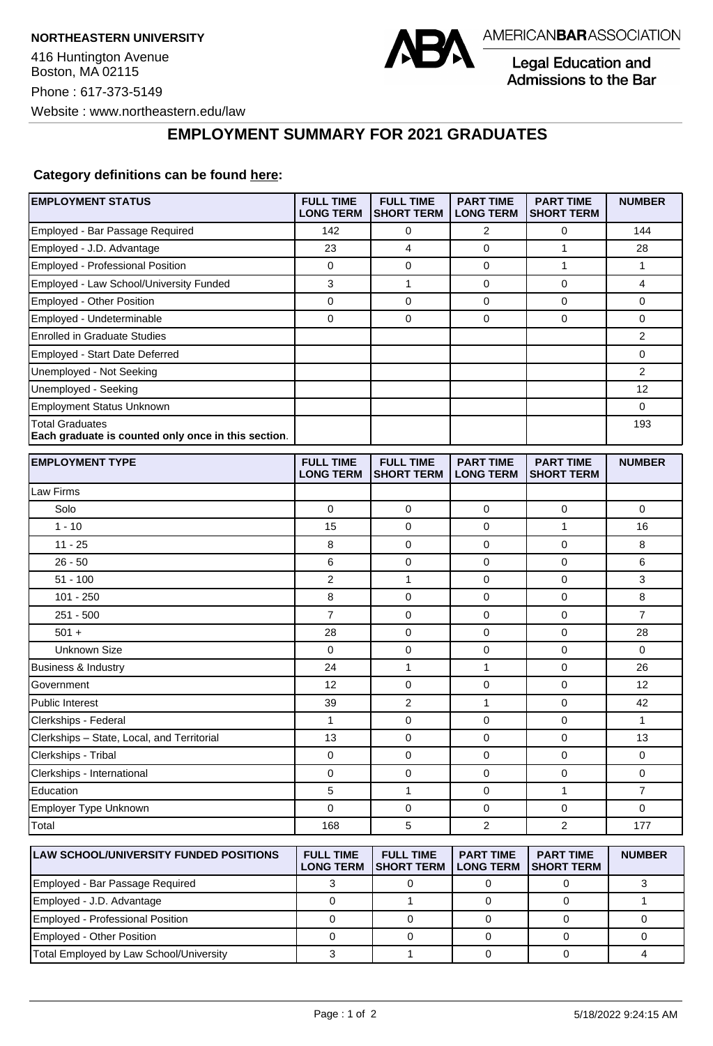**NORTHEASTERN UNIVERSITY**

416 Huntington Avenue
Boston, MA 02115

Phone : 617-373-5149

Website : www.northeastern.edu/law

AMERICAN**BAR**ASSOCIATION

Legal Education and Admissions to the Bar

# EMPLOYMENT SUMMARY FOR 2021 GRADUATES

**Category definitions can be found here:**

| EMPLOYMENT STATUS | FULL TIME LONG TERM | FULL TIME SHORT TERM | PART TIME LONG TERM | PART TIME SHORT TERM | NUMBER |
|---|---|---|---|---|---|
| Employed - Bar Passage Required | 142 | 0 | 2 | 0 | 144 |
| Employed - J.D. Advantage | 23 | 4 | 0 | 1 | 28 |
| Employed - Professional Position | 0 | 0 | 0 | 1 | 1 |
| Employed - Law School/University Funded | 3 | 1 | 0 | 0 | 4 |
| Employed - Other Position | 0 | 0 | 0 | 0 | 0 |
| Employed - Undeterminable | 0 | 0 | 0 | 0 | 0 |
| Enrolled in Graduate Studies | | | | | 2 |
| Employed - Start Date Deferred | | | | | 0 |
| Unemployed - Not Seeking | | | | | 2 |
| Unemployed - Seeking | | | | | 12 |
| Employment Status Unknown | | | | | 0 |
| Total Graduates **Each graduate is counted only once in this section.** | | | | | 193 |

| EMPLOYMENT TYPE | FULL TIME LONG TERM | FULL TIME SHORT TERM | PART TIME LONG TERM | PART TIME SHORT TERM | NUMBER |
|---|---|---|---|---|---|
| Law Firms | | | | | |
| Solo | 0 | 0 | 0 | 0 | 0 |
| 1 - 10 | 15 | 0 | 0 | 1 | 16 |
| 11 - 25 | 8 | 0 | 0 | 0 | 8 |
| 26 - 50 | 6 | 0 | 0 | 0 | 6 |
| 51 - 100 | 2 | 1 | 0 | 0 | 3 |
| 101 - 250 | 8 | 0 | 0 | 0 | 8 |
| 251 - 500 | 7 | 0 | 0 | 0 | 7 |
| 501 + | 28 | 0 | 0 | 0 | 28 |
| Unknown Size | 0 | 0 | 0 | 0 | 0 |
| Business & Industry | 24 | 1 | 1 | 0 | 26 |
| Government | 12 | 0 | 0 | 0 | 12 |
| Public Interest | 39 | 2 | 1 | 0 | 42 |
| Clerkships - Federal | 1 | 0 | 0 | 0 | 1 |
| Clerkships – State, Local, and Territorial | 13 | 0 | 0 | 0 | 13 |
| Clerkships - Tribal | 0 | 0 | 0 | 0 | 0 |
| Clerkships - International | 0 | 0 | 0 | 0 | 0 |
| Education | 5 | 1 | 0 | 1 | 7 |
| Employer Type Unknown | 0 | 0 | 0 | 0 | 0 |
| Total | 168 | 5 | 2 | 2 | 177 |

| LAW SCHOOL/UNIVERSITY FUNDED POSITIONS | FULL TIME LONG TERM | FULL TIME SHORT TERM | PART TIME LONG TERM | PART TIME SHORT TERM | NUMBER |
|---|---|---|---|---|---|
| Employed - Bar Passage Required | 3 | 0 | 0 | 0 | 3 |
| Employed - J.D. Advantage | 0 | 1 | 0 | 0 | 1 |
| Employed - Professional Position | 0 | 0 | 0 | 0 | 0 |
| Employed - Other Position | 0 | 0 | 0 | 0 | 0 |
| Total Employed by Law School/University | 3 | 1 | 0 | 0 | 4 |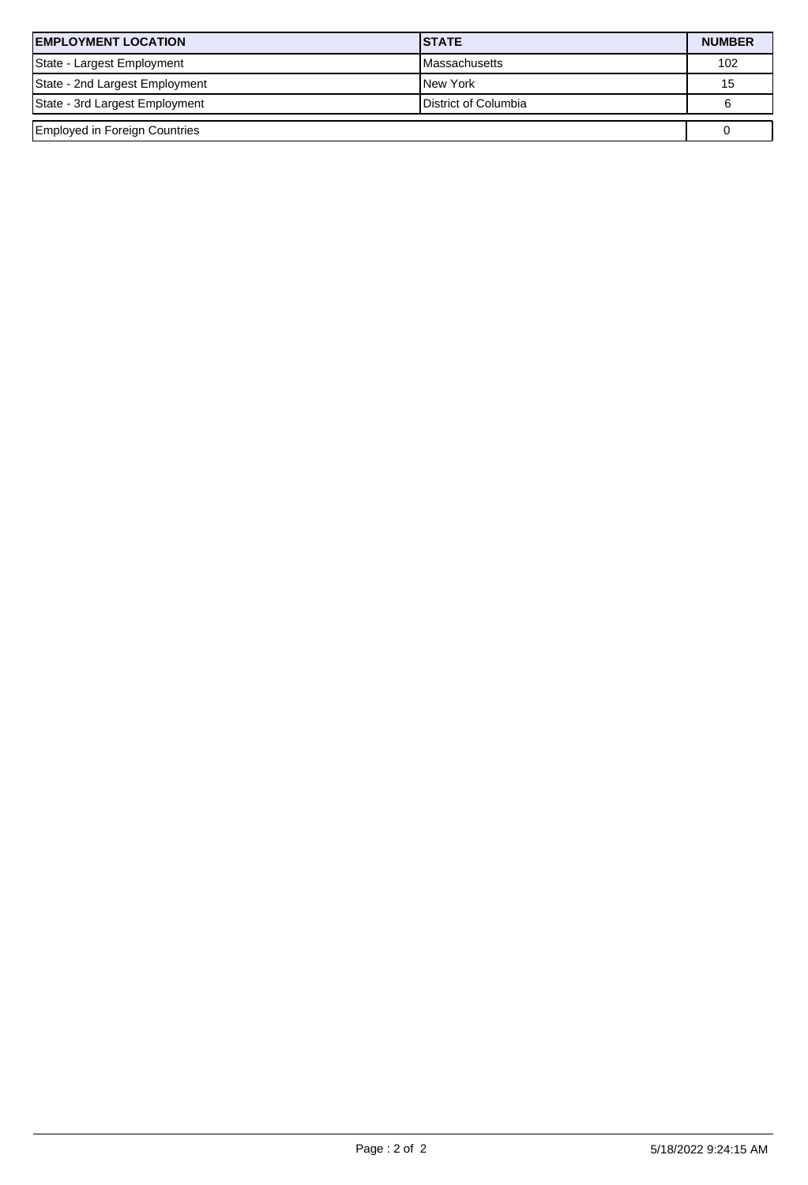| EMPLOYMENT LOCATION | STATE | NUMBER |
| --- | --- | --- |
| State - Largest Employment | Massachusetts | 102 |
| State - 2nd Largest Employment | New York | 15 |
| State - 3rd Largest Employment | District of Columbia | 6 |
| Employed in Foreign Countries | | 0 |

5/18/2022 9:24:15 AM